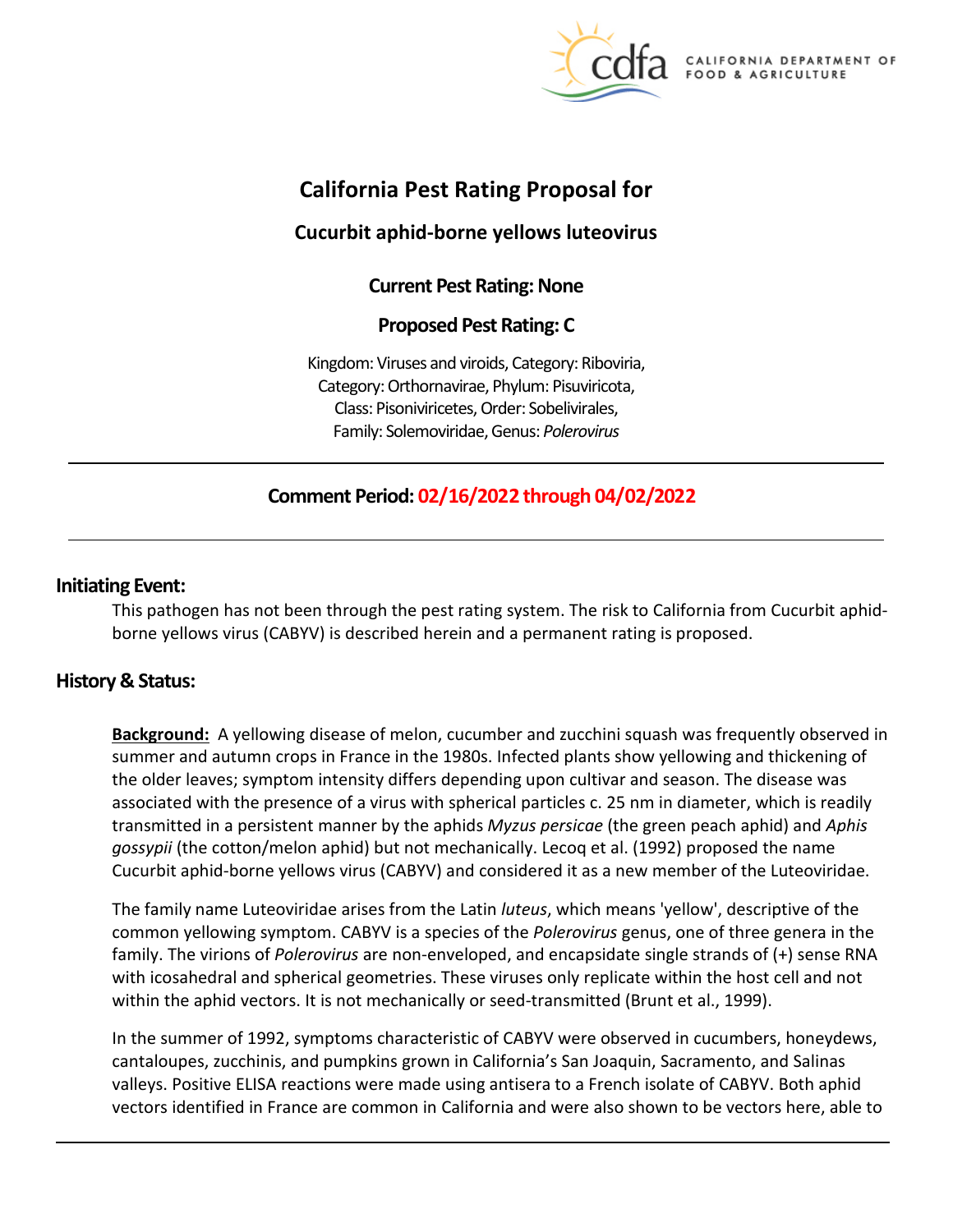# California Pest Rating Proposal for

## Cucurbit aphid-borne yellows luteovirus

**Current Pest Rating: None**

**Proposed Pest Rating: C**

Kingdom: Viruses and viroids, Category: Riboviria,
Category: Orthornavirae, Phylum: Pisuviricota,
Class: Pisoniviricetes, Order: Sobelivirales,
Family: Solemoviridae, Genus: *Polerovirus*

---

**Comment Period: 02/16/2022 through 04/02/2022**

---

## Initiating Event:

This pathogen has not been through the pest rating system. The risk to California from Cucurbit aphid-borne yellows virus (CABYV) is described herein and a permanent rating is proposed.

## History & Status:

**Background:** A yellowing disease of melon, cucumber and zucchini squash was frequently observed in summer and autumn crops in France in the 1980s. Infected plants show yellowing and thickening of the older leaves; symptom intensity differs depending upon cultivar and season. The disease was associated with the presence of a virus with spherical particles c. 25 nm in diameter, which is readily transmitted in a persistent manner by the aphids *Myzus persicae* (the green peach aphid) and *Aphis gossypii* (the cotton/melon aphid) but not mechanically. Lecoq et al. (1992) proposed the name Cucurbit aphid-borne yellows virus (CABYV) and considered it as a new member of the Luteoviridae.

The family name Luteoviridae arises from the Latin *luteus*, which means 'yellow', descriptive of the common yellowing symptom. CABYV is a species of the *Polerovirus* genus, one of three genera in the family. The virions of *Polerovirus* are non-enveloped, and encapsidate single strands of (+) sense RNA with icosahedral and spherical geometries. These viruses only replicate within the host cell and not within the aphid vectors. It is not mechanically or seed-transmitted (Brunt et al., 1999).

In the summer of 1992, symptoms characteristic of CABYV were observed in cucumbers, honeydews, cantaloupes, zucchinis, and pumpkins grown in California's San Joaquin, Sacramento, and Salinas valleys. Positive ELISA reactions were made using antisera to a French isolate of CABYV. Both aphid vectors identified in France are common in California and were also shown to be vectors here, able to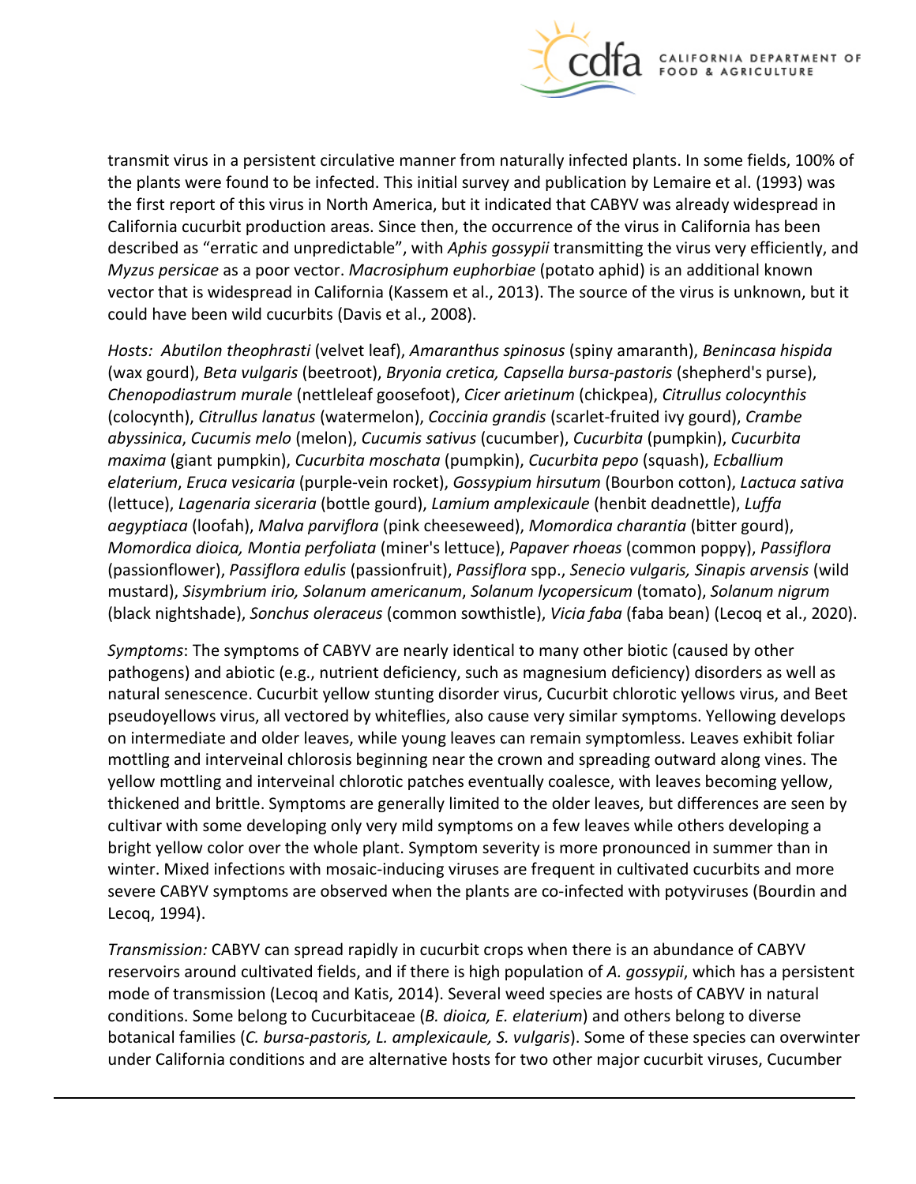transmit virus in a persistent circulative manner from naturally infected plants. In some fields, 100% of the plants were found to be infected. This initial survey and publication by Lemaire et al. (1993) was the first report of this virus in North America, but it indicated that CABYV was already widespread in California cucurbit production areas. Since then, the occurrence of the virus in California has been described as "erratic and unpredictable", with *Aphis gossypii* transmitting the virus very efficiently, and *Myzus persicae* as a poor vector. *Macrosiphum euphorbiae* (potato aphid) is an additional known vector that is widespread in California (Kassem et al., 2013). The source of the virus is unknown, but it could have been wild cucurbits (Davis et al., 2008).

*Hosts: Abutilon theophrasti* (velvet leaf), *Amaranthus spinosus* (spiny amaranth), *Benincasa hispida* (wax gourd), *Beta vulgaris* (beetroot), *Bryonia cretica, Capsella bursa-pastoris* (shepherd's purse), *Chenopodiastrum murale* (nettleleaf goosefoot), *Cicer arietinum* (chickpea), *Citrullus colocynthis* (colocynth), *Citrullus lanatus* (watermelon), *Coccinia grandis* (scarlet-fruited ivy gourd), *Crambe abyssinica*, *Cucumis melo* (melon), *Cucumis sativus* (cucumber), *Cucurbita* (pumpkin), *Cucurbita maxima* (giant pumpkin), *Cucurbita moschata* (pumpkin), *Cucurbita pepo* (squash), *Ecballium elaterium*, *Eruca vesicaria* (purple-vein rocket), *Gossypium hirsutum* (Bourbon cotton), *Lactuca sativa* (lettuce), *Lagenaria siceraria* (bottle gourd), *Lamium amplexicaule* (henbit deadnettle), *Luffa aegyptiaca* (loofah), *Malva parviflora* (pink cheeseweed), *Momordica charantia* (bitter gourd), *Momordica dioica, Montia perfoliata* (miner's lettuce), *Papaver rhoeas* (common poppy), *Passiflora* (passionflower), *Passiflora edulis* (passionfruit), *Passiflora* spp., *Senecio vulgaris, Sinapis arvensis* (wild mustard), *Sisymbrium irio, Solanum americanum*, *Solanum lycopersicum* (tomato), *Solanum nigrum* (black nightshade), *Sonchus oleraceus* (common sowthistle), *Vicia faba* (faba bean) (Lecoq et al., 2020).

*Symptoms*: The symptoms of CABYV are nearly identical to many other biotic (caused by other pathogens) and abiotic (e.g., nutrient deficiency, such as magnesium deficiency) disorders as well as natural senescence. Cucurbit yellow stunting disorder virus, Cucurbit chlorotic yellows virus, and Beet pseudoyellows virus, all vectored by whiteflies, also cause very similar symptoms. Yellowing develops on intermediate and older leaves, while young leaves can remain symptomless. Leaves exhibit foliar mottling and interveinal chlorosis beginning near the crown and spreading outward along vines. The yellow mottling and interveinal chlorotic patches eventually coalesce, with leaves becoming yellow, thickened and brittle. Symptoms are generally limited to the older leaves, but differences are seen by cultivar with some developing only very mild symptoms on a few leaves while others developing a bright yellow color over the whole plant. Symptom severity is more pronounced in summer than in winter. Mixed infections with mosaic-inducing viruses are frequent in cultivated cucurbits and more severe CABYV symptoms are observed when the plants are co-infected with potyviruses (Bourdin and Lecoq, 1994).

*Transmission:* CABYV can spread rapidly in cucurbit crops when there is an abundance of CABYV reservoirs around cultivated fields, and if there is high population of *A. gossypii*, which has a persistent mode of transmission (Lecoq and Katis, 2014). Several weed species are hosts of CABYV in natural conditions. Some belong to Cucurbitaceae (*B. dioica, E. elaterium*) and others belong to diverse botanical families (*C. bursa-pastoris, L. amplexicaule, S. vulgaris*). Some of these species can overwinter under California conditions and are alternative hosts for two other major cucurbit viruses, Cucumber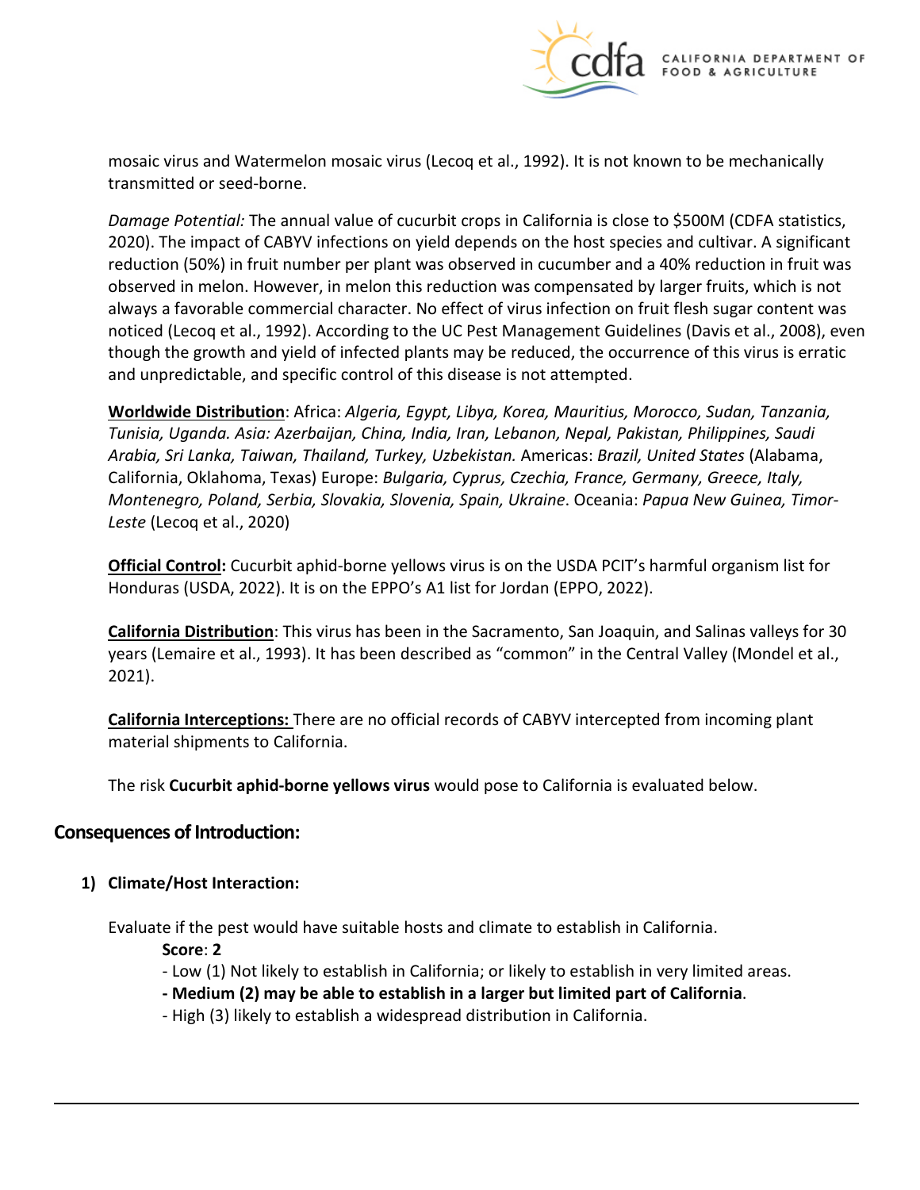mosaic virus and Watermelon mosaic virus (Lecoq et al., 1992). It is not known to be mechanically transmitted or seed-borne.

*Damage Potential:* The annual value of cucurbit crops in California is close to $500M (CDFA statistics, 2020). The impact of CABYV infections on yield depends on the host species and cultivar. A significant reduction (50%) in fruit number per plant was observed in cucumber and a 40% reduction in fruit was observed in melon. However, in melon this reduction was compensated by larger fruits, which is not always a favorable commercial character. No effect of virus infection on fruit flesh sugar content was noticed (Lecoq et al., 1992). According to the UC Pest Management Guidelines (Davis et al., 2008), even though the growth and yield of infected plants may be reduced, the occurrence of this virus is erratic and unpredictable, and specific control of this disease is not attempted.

**Worldwide Distribution**: Africa: *Algeria, Egypt, Libya, Korea, Mauritius, Morocco, Sudan, Tanzania, Tunisia, Uganda. Asia: Azerbaijan, China, India, Iran, Lebanon, Nepal, Pakistan, Philippines, Saudi Arabia, Sri Lanka, Taiwan, Thailand, Turkey, Uzbekistan.* Americas: *Brazil, United States* (Alabama, California, Oklahoma, Texas) Europe: *Bulgaria, Cyprus, Czechia, France, Germany, Greece, Italy, Montenegro, Poland, Serbia, Slovakia, Slovenia, Spain, Ukraine*. Oceania: *Papua New Guinea, Timor-Leste* (Lecoq et al., 2020)

**Official Control:** Cucurbit aphid-borne yellows virus is on the USDA PCIT's harmful organism list for Honduras (USDA, 2022). It is on the EPPO's A1 list for Jordan (EPPO, 2022).

**California Distribution**: This virus has been in the Sacramento, San Joaquin, and Salinas valleys for 30 years (Lemaire et al., 1993). It has been described as "common" in the Central Valley (Mondel et al., 2021).

**California Interceptions:** There are no official records of CABYV intercepted from incoming plant material shipments to California.

The risk **Cucurbit aphid-borne yellows virus** would pose to California is evaluated below.

## Consequences of Introduction:

### 1) Climate/Host Interaction:

Evaluate if the pest would have suitable hosts and climate to establish in California.

**Score**: **2**

- Low (1) Not likely to establish in California; or likely to establish in very limited areas.
- **Medium (2) may be able to establish in a larger but limited part of California**.
- High (3) likely to establish a widespread distribution in California.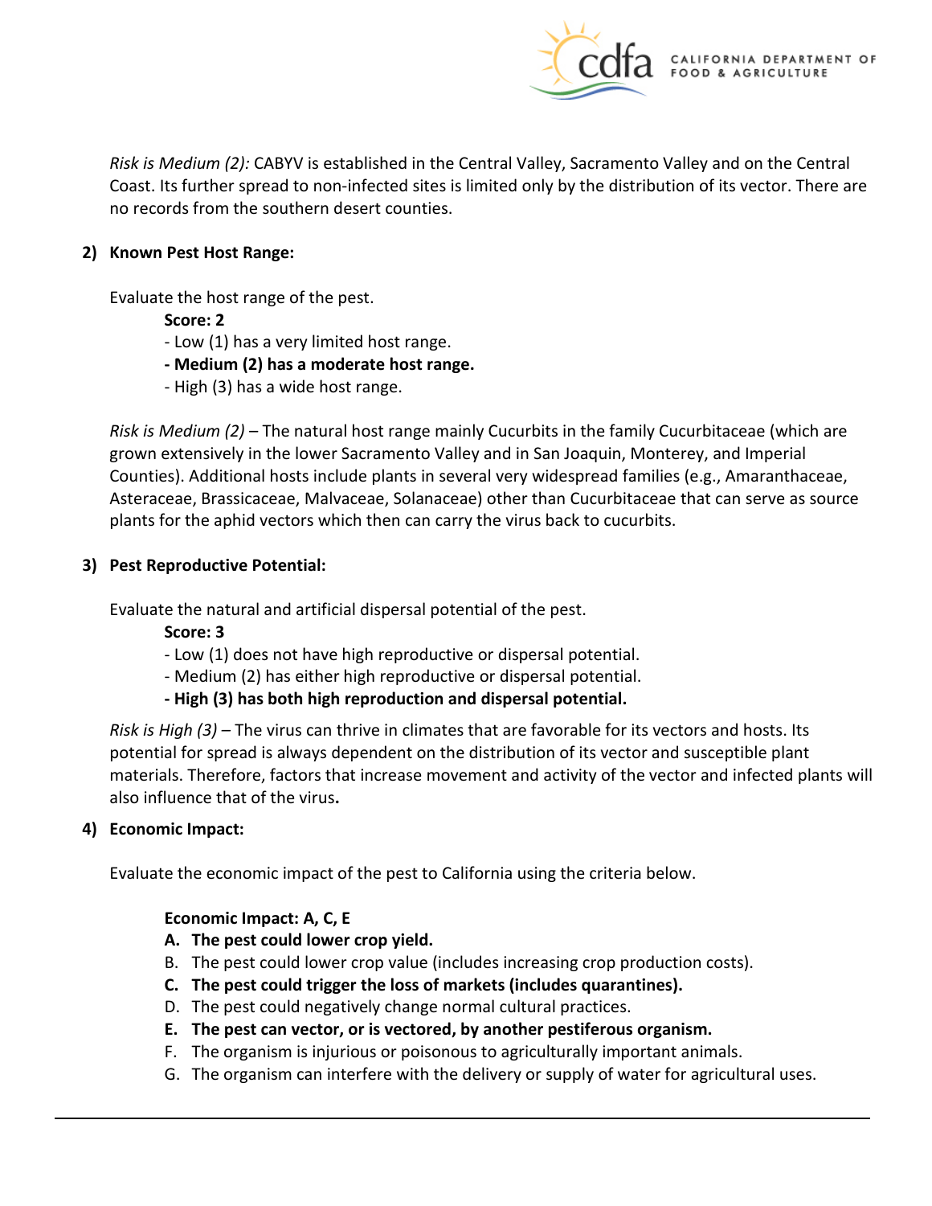*Risk is Medium (2):* CABYV is established in the Central Valley, Sacramento Valley and on the Central Coast. Its further spread to non-infected sites is limited only by the distribution of its vector. There are no records from the southern desert counties.

**2) Known Pest Host Range:**

Evaluate the host range of the pest.

**Score: 2**

- Low (1) has a very limited host range.
- **Medium (2) has a moderate host range.**
- High (3) has a wide host range.

*Risk is Medium (2)* – The natural host range mainly Cucurbits in the family Cucurbitaceae (which are grown extensively in the lower Sacramento Valley and in San Joaquin, Monterey, and Imperial Counties). Additional hosts include plants in several very widespread families (e.g., Amaranthaceae, Asteraceae, Brassicaceae, Malvaceae, Solanaceae) other than Cucurbitaceae that can serve as source plants for the aphid vectors which then can carry the virus back to cucurbits.

**3) Pest Reproductive Potential:**

Evaluate the natural and artificial dispersal potential of the pest.

**Score: 3**

- Low (1) does not have high reproductive or dispersal potential.
- Medium (2) has either high reproductive or dispersal potential.
- **High (3) has both high reproduction and dispersal potential.**

*Risk is High (3)* – The virus can thrive in climates that are favorable for its vectors and hosts. Its potential for spread is always dependent on the distribution of its vector and susceptible plant materials. Therefore, factors that increase movement and activity of the vector and infected plants will also influence that of the virus**.**

**4) Economic Impact:**

Evaluate the economic impact of the pest to California using the criteria below.

**Economic Impact: A, C, E**

A. **The pest could lower crop yield.**
B. The pest could lower crop value (includes increasing crop production costs).
C. **The pest could trigger the loss of markets (includes quarantines).**
D. The pest could negatively change normal cultural practices.
E. **The pest can vector, or is vectored, by another pestiferous organism.**
F. The organism is injurious or poisonous to agriculturally important animals.
G. The organism can interfere with the delivery or supply of water for agricultural uses.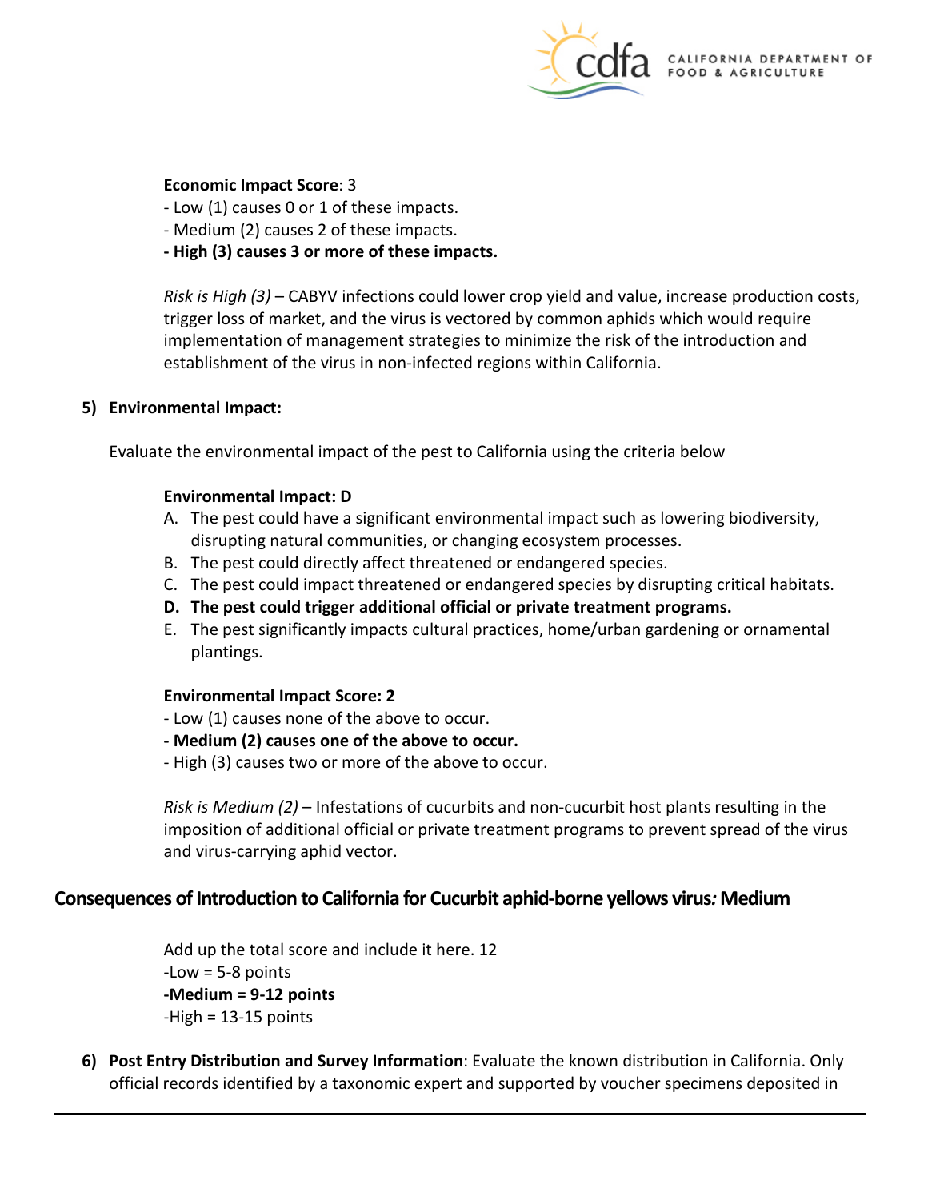**Economic Impact Score**: 3

- Low (1) causes 0 or 1 of these impacts.
- Medium (2) causes 2 of these impacts.
- **High (3) causes 3 or more of these impacts.**

*Risk is High (3)* – CABYV infections could lower crop yield and value, increase production costs, trigger loss of market, and the virus is vectored by common aphids which would require implementation of management strategies to minimize the risk of the introduction and establishment of the virus in non-infected regions within California.

**5) Environmental Impact:**

Evaluate the environmental impact of the pest to California using the criteria below

**Environmental Impact: D**

A. The pest could have a significant environmental impact such as lowering biodiversity, disrupting natural communities, or changing ecosystem processes.
B. The pest could directly affect threatened or endangered species.
C. The pest could impact threatened or endangered species by disrupting critical habitats.
D. **The pest could trigger additional official or private treatment programs.**
E. The pest significantly impacts cultural practices, home/urban gardening or ornamental plantings.

**Environmental Impact Score: 2**

- Low (1) causes none of the above to occur.
- **Medium (2) causes one of the above to occur.**
- High (3) causes two or more of the above to occur.

*Risk is Medium (2)* – Infestations of cucurbits and non-cucurbit host plants resulting in the imposition of additional official or private treatment programs to prevent spread of the virus and virus-carrying aphid vector.

## Consequences of Introduction to California for Cucurbit aphid-borne yellows virus*:* Medium

Add up the total score and include it here. 12

-Low = 5-8 points

**-Medium = 9-12 points**

-High = 13-15 points

**6) Post Entry Distribution and Survey Information**: Evaluate the known distribution in California. Only official records identified by a taxonomic expert and supported by voucher specimens deposited in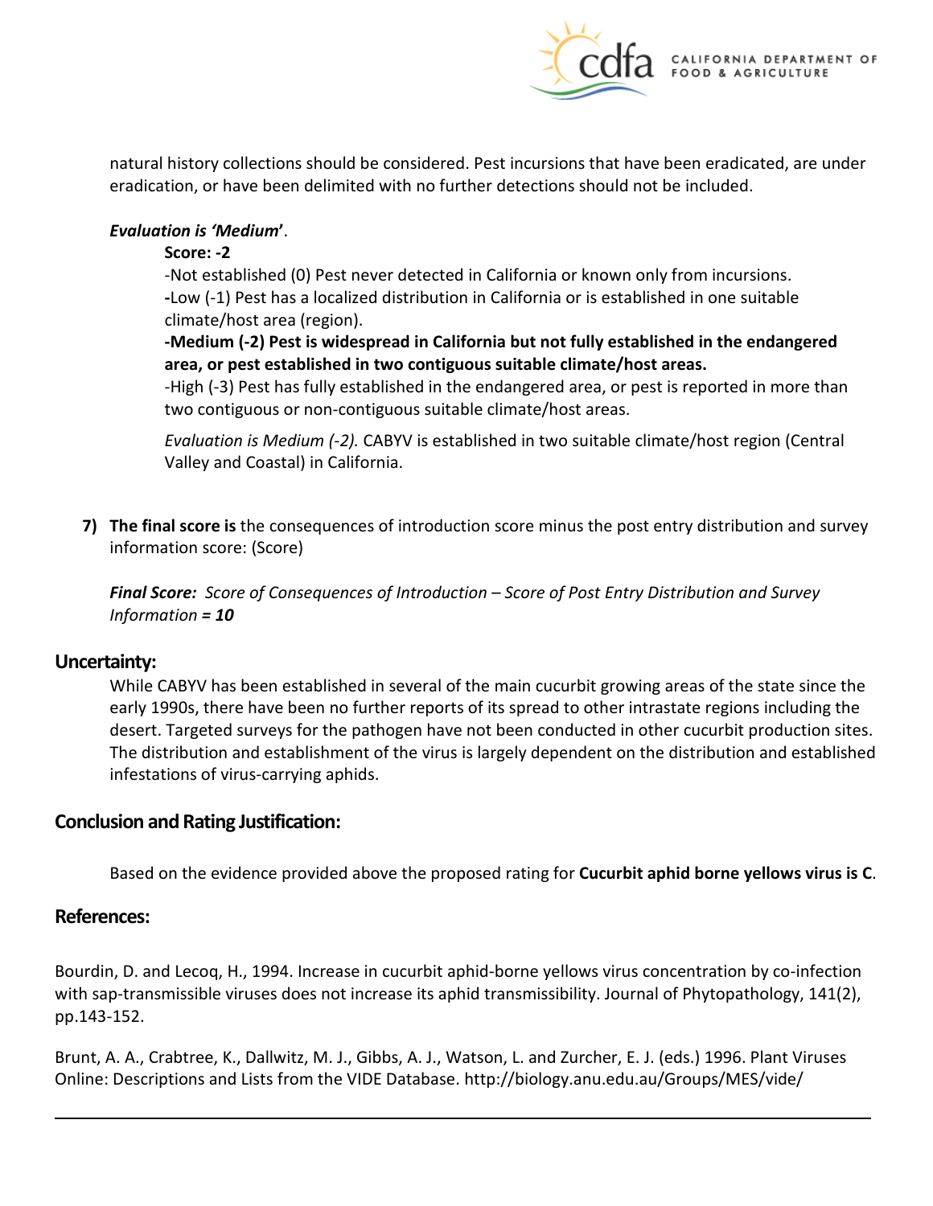natural history collections should be considered. Pest incursions that have been eradicated, are under eradication, or have been delimited with no further detections should not be included.

***Evaluation is 'Medium'***.

**Score: -2**

-Not established (0) Pest never detected in California or known only from incursions.

-Low (-1) Pest has a localized distribution in California or is established in one suitable climate/host area (region).

**-Medium (-2) Pest is widespread in California but not fully established in the endangered area, or pest established in two contiguous suitable climate/host areas.**

-High (-3) Pest has fully established in the endangered area, or pest is reported in more than two contiguous or non-contiguous suitable climate/host areas.

*Evaluation is Medium (-2).* CABYV is established in two suitable climate/host region (Central Valley and Coastal) in California.

7) **The final score is** the consequences of introduction score minus the post entry distribution and survey information score: (Score)

***Final Score:*** *Score of Consequences of Introduction – Score of Post Entry Distribution and Survey Information **= 10***

## Uncertainty:

While CABYV has been established in several of the main cucurbit growing areas of the state since the early 1990s, there have been no further reports of its spread to other intrastate regions including the desert. Targeted surveys for the pathogen have not been conducted in other cucurbit production sites. The distribution and establishment of the virus is largely dependent on the distribution and established infestations of virus-carrying aphids.

## Conclusion and Rating Justification:

Based on the evidence provided above the proposed rating for **Cucurbit aphid borne yellows virus is C**.

## References:

Bourdin, D. and Lecoq, H., 1994. Increase in cucurbit aphid-borne yellows virus concentration by co-infection with sap-transmissible viruses does not increase its aphid transmissibility. Journal of Phytopathology, 141(2), pp.143-152.

Brunt, A. A., Crabtree, K., Dallwitz, M. J., Gibbs, A. J., Watson, L. and Zurcher, E. J. (eds.) 1996. Plant Viruses Online: Descriptions and Lists from the VIDE Database. http://biology.anu.edu.au/Groups/MES/vide/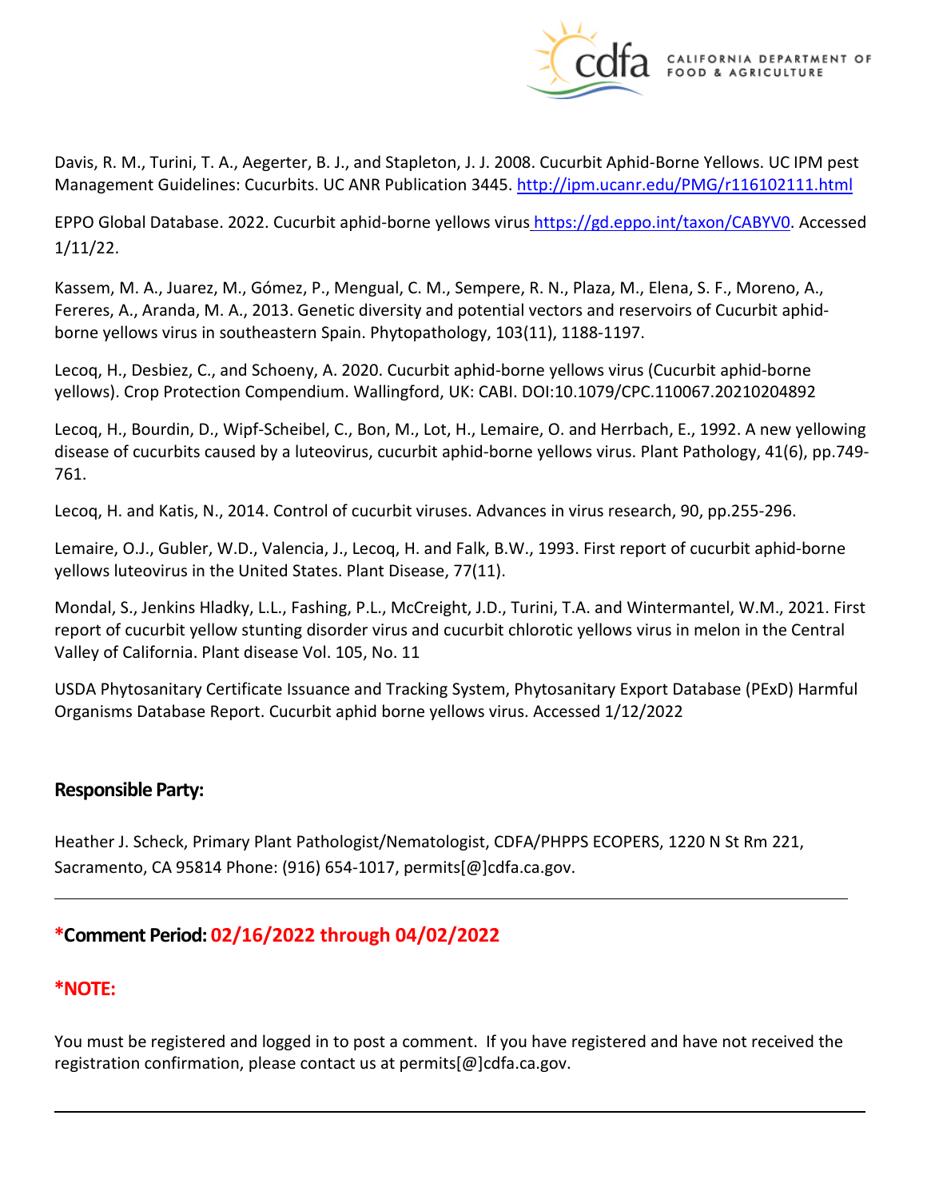Davis, R. M., Turini, T. A., Aegerter, B. J., and Stapleton, J. J. 2008. Cucurbit Aphid-Borne Yellows. UC IPM pest Management Guidelines: Cucurbits. UC ANR Publication 3445. http://ipm.ucanr.edu/PMG/r116102111.html

EPPO Global Database. 2022. Cucurbit aphid-borne yellows virus https://gd.eppo.int/taxon/CABYV0. Accessed 1/11/22.

Kassem, M. A., Juarez, M., Gómez, P., Mengual, C. M., Sempere, R. N., Plaza, M., Elena, S. F., Moreno, A., Fereres, A., Aranda, M. A., 2013. Genetic diversity and potential vectors and reservoirs of Cucurbit aphid-borne yellows virus in southeastern Spain. Phytopathology, 103(11), 1188-1197.

Lecoq, H., Desbiez, C., and Schoeny, A. 2020. Cucurbit aphid-borne yellows virus (Cucurbit aphid-borne yellows). Crop Protection Compendium. Wallingford, UK: CABI. DOI:10.1079/CPC.110067.20210204892

Lecoq, H., Bourdin, D., Wipf-Scheibel, C., Bon, M., Lot, H., Lemaire, O. and Herrbach, E., 1992. A new yellowing disease of cucurbits caused by a luteovirus, cucurbit aphid-borne yellows virus. Plant Pathology, 41(6), pp.749-761.

Lecoq, H. and Katis, N., 2014. Control of cucurbit viruses. Advances in virus research, 90, pp.255-296.

Lemaire, O.J., Gubler, W.D., Valencia, J., Lecoq, H. and Falk, B.W., 1993. First report of cucurbit aphid-borne yellows luteovirus in the United States. Plant Disease, 77(11).

Mondal, S., Jenkins Hladky, L.L., Fashing, P.L., McCreight, J.D., Turini, T.A. and Wintermantel, W.M., 2021. First report of cucurbit yellow stunting disorder virus and cucurbit chlorotic yellows virus in melon in the Central Valley of California. Plant disease Vol. 105, No. 11

USDA Phytosanitary Certificate Issuance and Tracking System, Phytosanitary Export Database (PExD) Harmful Organisms Database Report. Cucurbit aphid borne yellows virus. Accessed 1/12/2022

## Responsible Party:

Heather J. Scheck, Primary Plant Pathologist/Nematologist, CDFA/PHPPS ECOPERS, 1220 N St Rm 221, Sacramento, CA 95814 Phone: (916) 654-1017, permits[@]cdfa.ca.gov.

---

## *Comment Period: 02/16/2022 through 04/02/2022

## *NOTE:

You must be registered and logged in to post a comment. If you have registered and have not received the registration confirmation, please contact us at permits[@]cdfa.ca.gov.

---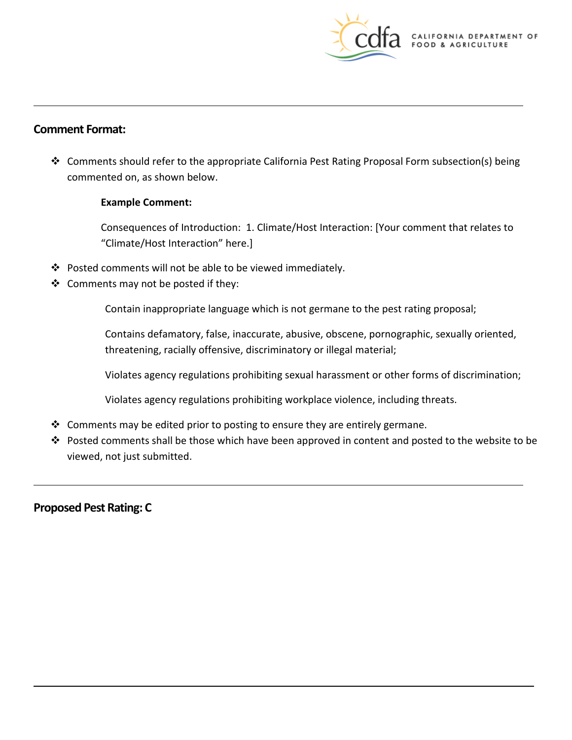## Comment Format:

- Comments should refer to the appropriate California Pest Rating Proposal Form subsection(s) being commented on, as shown below.

  **Example Comment:**

  Consequences of Introduction: 1. Climate/Host Interaction: [Your comment that relates to "Climate/Host Interaction" here.]

- Posted comments will not be able to be viewed immediately.
- Comments may not be posted if they:

  Contain inappropriate language which is not germane to the pest rating proposal;

  Contains defamatory, false, inaccurate, abusive, obscene, pornographic, sexually oriented, threatening, racially offensive, discriminatory or illegal material;

  Violates agency regulations prohibiting sexual harassment or other forms of discrimination;

  Violates agency regulations prohibiting workplace violence, including threats.

- Comments may be edited prior to posting to ensure they are entirely germane.
- Posted comments shall be those which have been approved in content and posted to the website to be viewed, not just submitted.

---

## Proposed Pest Rating: C